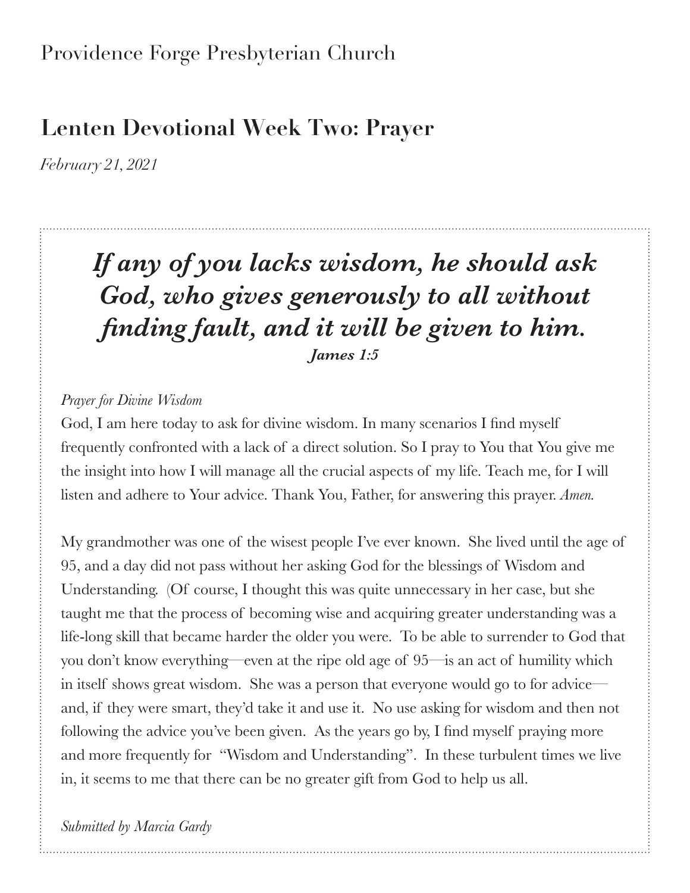Providence Forge Presbyterian Church

## Lenten Devotional Week Two: Prayer

*February 21, 2021*

***If any of you lacks wisdom, he should ask God, who gives generously to all without finding fault, and it will be given to him.***
***James 1:5***

*Prayer for Divine Wisdom*
God, I am here today to ask for divine wisdom. In many scenarios I find myself frequently confronted with a lack of a direct solution. So I pray to You that You give me the insight into how I will manage all the crucial aspects of my life. Teach me, for I will listen and adhere to Your advice. Thank You, Father, for answering this prayer. *Amen.*

My grandmother was one of the wisest people I've ever known. She lived until the age of 95, and a day did not pass without her asking God for the blessings of Wisdom and Understanding. (Of course, I thought this was quite unnecessary in her case, but she taught me that the process of becoming wise and acquiring greater understanding was a life-long skill that became harder the older you were. To be able to surrender to God that you don't know everything—even at the ripe old age of 95—is an act of humility which in itself shows great wisdom. She was a person that everyone would go to for advice—and, if they were smart, they'd take it and use it. No use asking for wisdom and then not following the advice you've been given. As the years go by, I find myself praying more and more frequently for "Wisdom and Understanding". In these turbulent times we live in, it seems to me that there can be no greater gift from God to help us all.

*Submitted by Marcia Gardy*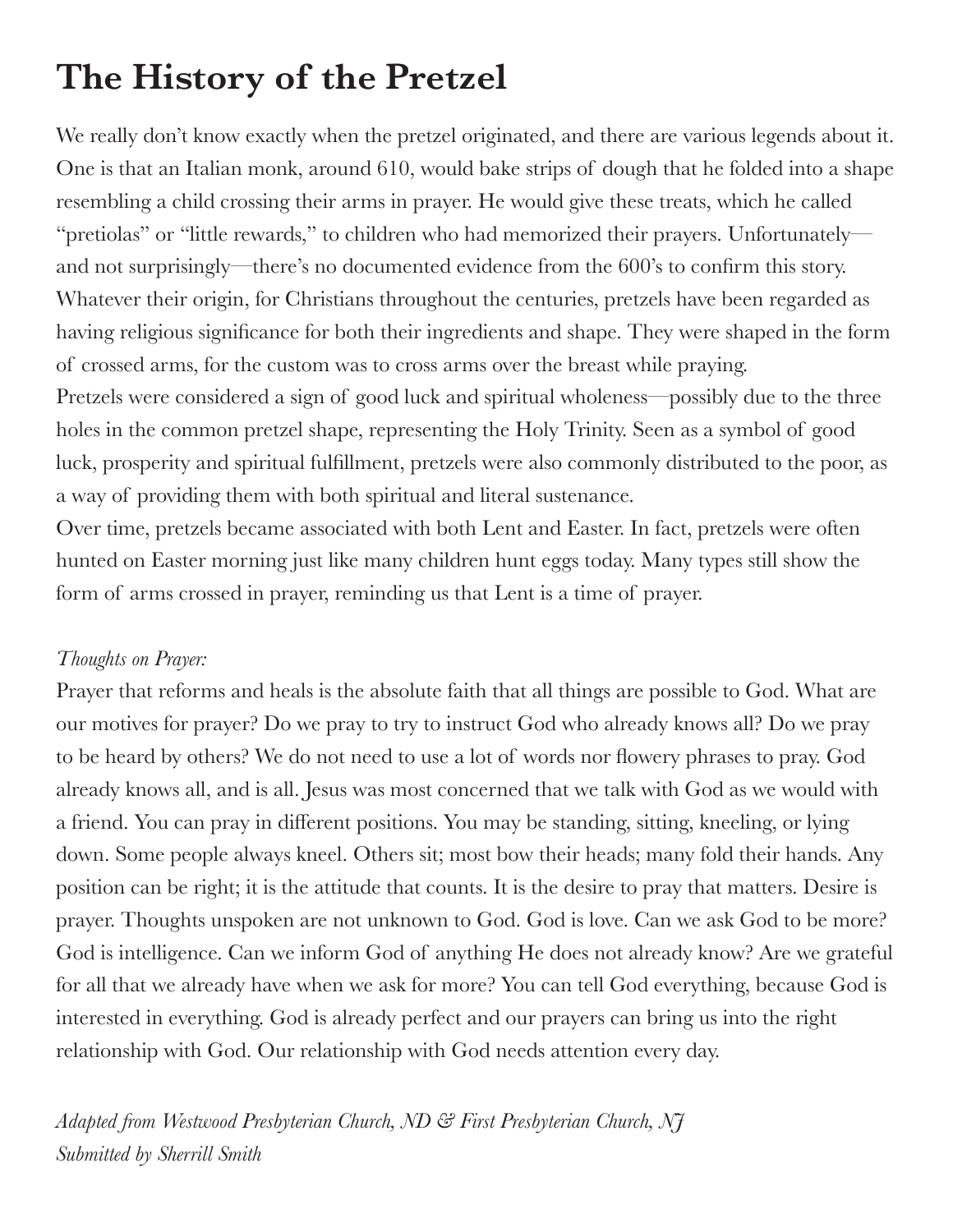# The History of the Pretzel

We really don't know exactly when the pretzel originated, and there are various legends about it. One is that an Italian monk, around 610, would bake strips of dough that he folded into a shape resembling a child crossing their arms in prayer. He would give these treats, which he called "pretiolas" or "little rewards," to children who had memorized their prayers. Unfortunately—and not surprisingly—there's no documented evidence from the 600's to confirm this story. Whatever their origin, for Christians throughout the centuries, pretzels have been regarded as having religious significance for both their ingredients and shape. They were shaped in the form of crossed arms, for the custom was to cross arms over the breast while praying.

Pretzels were considered a sign of good luck and spiritual wholeness—possibly due to the three holes in the common pretzel shape, representing the Holy Trinity. Seen as a symbol of good luck, prosperity and spiritual fulfillment, pretzels were also commonly distributed to the poor, as a way of providing them with both spiritual and literal sustenance.

Over time, pretzels became associated with both Lent and Easter. In fact, pretzels were often hunted on Easter morning just like many children hunt eggs today. Many types still show the form of arms crossed in prayer, reminding us that Lent is a time of prayer.

*Thoughts on Prayer:*

Prayer that reforms and heals is the absolute faith that all things are possible to God. What are our motives for prayer? Do we pray to try to instruct God who already knows all? Do we pray to be heard by others? We do not need to use a lot of words nor flowery phrases to pray. God already knows all, and is all. Jesus was most concerned that we talk with God as we would with a friend. You can pray in different positions. You may be standing, sitting, kneeling, or lying down. Some people always kneel. Others sit; most bow their heads; many fold their hands. Any position can be right; it is the attitude that counts. It is the desire to pray that matters. Desire is prayer. Thoughts unspoken are not unknown to God. God is love. Can we ask God to be more? God is intelligence. Can we inform God of anything He does not already know? Are we grateful for all that we already have when we ask for more? You can tell God everything, because God is interested in everything. God is already perfect and our prayers can bring us into the right relationship with God. Our relationship with God needs attention every day.

*Adapted from Westwood Presbyterian Church, ND & First Presbyterian Church, NJ*
*Submitted by Sherrill Smith*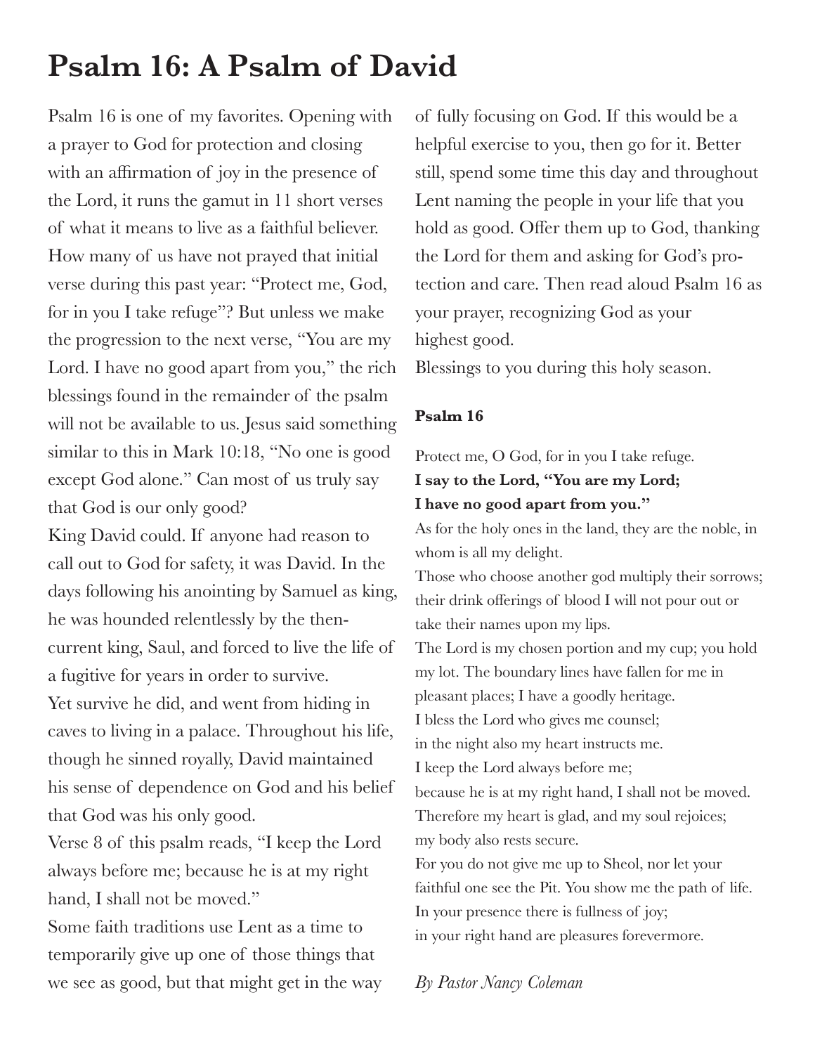# Psalm 16: A Psalm of David

Psalm 16 is one of my favorites. Opening with a prayer to God for protection and closing with an affirmation of joy in the presence of the Lord, it runs the gamut in 11 short verses of what it means to live as a faithful believer. How many of us have not prayed that initial verse during this past year: "Protect me, God, for in you I take refuge"? But unless we make the progression to the next verse, "You are my Lord. I have no good apart from you," the rich blessings found in the remainder of the psalm will not be available to us. Jesus said something similar to this in Mark 10:18, "No one is good except God alone." Can most of us truly say that God is our only good?

King David could. If anyone had reason to call out to God for safety, it was David. In the days following his anointing by Samuel as king, he was hounded relentlessly by the then-current king, Saul, and forced to live the life of a fugitive for years in order to survive.

Yet survive he did, and went from hiding in caves to living in a palace. Throughout his life, though he sinned royally, David maintained his sense of dependence on God and his belief that God was his only good.

Verse 8 of this psalm reads, "I keep the Lord always before me; because he is at my right hand, I shall not be moved."

Some faith traditions use Lent as a time to temporarily give up one of those things that we see as good, but that might get in the way of fully focusing on God. If this would be a helpful exercise to you, then go for it. Better still, spend some time this day and throughout Lent naming the people in your life that you hold as good. Offer them up to God, thanking the Lord for them and asking for God's protection and care. Then read aloud Psalm 16 as your prayer, recognizing God as your highest good.

Blessings to you during this holy season.

**Psalm 16**

Protect me, O God, for in you I take refuge.
**I say to the Lord, "You are my Lord;**
**I have no good apart from you."**
As for the holy ones in the land, they are the noble, in whom is all my delight.
Those who choose another god multiply their sorrows; their drink offerings of blood I will not pour out or take their names upon my lips.
The Lord is my chosen portion and my cup; you hold my lot. The boundary lines have fallen for me in pleasant places; I have a goodly heritage.
I bless the Lord who gives me counsel;
in the night also my heart instructs me.
I keep the Lord always before me;
because he is at my right hand, I shall not be moved.
Therefore my heart is glad, and my soul rejoices;
my body also rests secure.
For you do not give me up to Sheol, nor let your faithful one see the Pit. You show me the path of life.
In your presence there is fullness of joy;
in your right hand are pleasures forevermore.

*By Pastor Nancy Coleman*